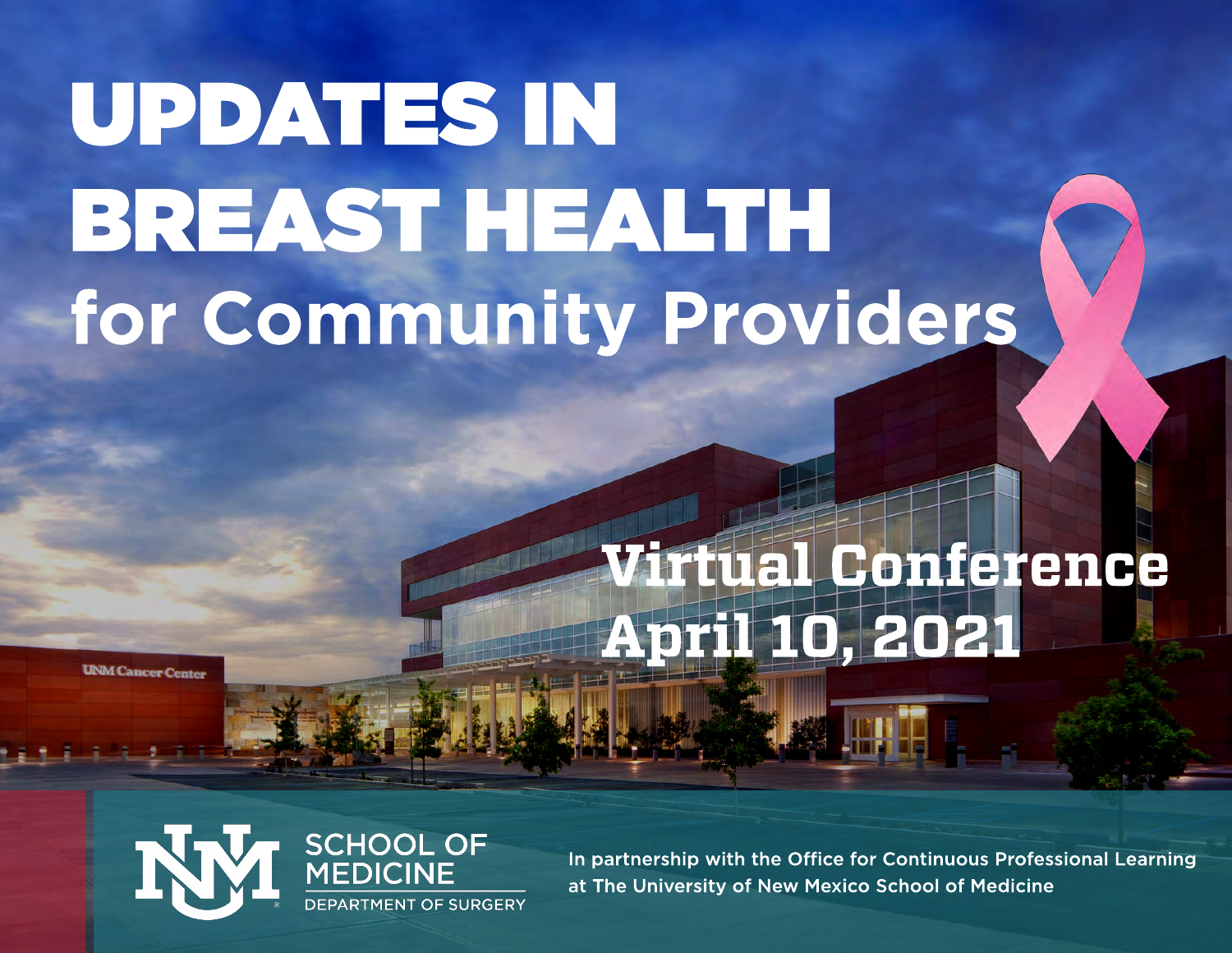# UPDATES IN BREAST HEALTH

## for Community Providers

**Virtual Conference**
**April 10, 2021**

UNM SCHOOL OF MEDICINE
DEPARTMENT OF SURGERY

In partnership with the Office for Continuous Professional Learning at The University of New Mexico School of Medicine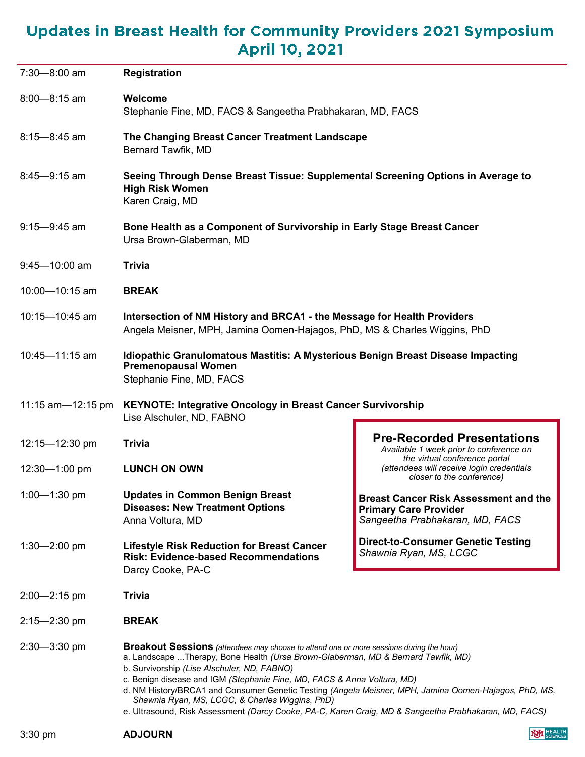# Updates in Breast Health for Community Providers 2021 Symposium
# April 10, 2021

| | |
|---|---|
| 7:30—8:00 am | **Registration** |
| 8:00—8:15 am | **Welcome**<br>Stephanie Fine, MD, FACS & Sangeetha Prabhakaran, MD, FACS |
| 8:15—8:45 am | **The Changing Breast Cancer Treatment Landscape**<br>Bernard Tawfik, MD |
| 8:45—9:15 am | **Seeing Through Dense Breast Tissue: Supplemental Screening Options in Average to High Risk Women**<br>Karen Craig, MD |
| 9:15—9:45 am | **Bone Health as a Component of Survivorship in Early Stage Breast Cancer**<br>Ursa Brown-Glaberman, MD |
| 9:45—10:00 am | **Trivia** |
| 10:00—10:15 am | **BREAK** |
| 10:15—10:45 am | **Intersection of NM History and BRCA1 - the Message for Health Providers**<br>Angela Meisner, MPH, Jamina Oomen-Hajagos, PhD, MS & Charles Wiggins, PhD |
| 10:45—11:15 am | **Idiopathic Granulomatous Mastitis: A Mysterious Benign Breast Disease Impacting Premenopausal Women**<br>Stephanie Fine, MD, FACS |
| 11:15 am—12:15 pm | **KEYNOTE: Integrative Oncology in Breast Cancer Survivorship**<br>Lise Alschuler, ND, FABNO |
| 12:15—12:30 pm | **Trivia** |
| 12:30—1:00 pm | **LUNCH ON OWN** |
| 1:00—1:30 pm | **Updates in Common Benign Breast Diseases: New Treatment Options**<br>Anna Voltura, MD |
| 1:30—2:00 pm | **Lifestyle Risk Reduction for Breast Cancer Risk: Evidence-based Recommendations**<br>Darcy Cooke, PA-C |
| 2:00—2:15 pm | **Trivia** |
| 2:15—2:30 pm | **BREAK** |
| 2:30—3:30 pm | **Breakout Sessions** *(attendees may choose to attend one or more sessions during the hour)*<br>a. Landscape ...Therapy, Bone Health *(Ursa Brown-Glaberman, MD & Bernard Tawfik, MD)*<br>b. Survivorship *(Lise Alschuler, ND, FABNO)*<br>c. Benign disease and IGM *(Stephanie Fine, MD, FACS & Anna Voltura, MD)*<br>d. NM History/BRCA1 and Consumer Genetic Testing *(Angela Meisner, MPH, Jamina Oomen-Hajagos, PhD, MS, Shawnia Ryan, MS, LCGC, & Charles Wiggins, PhD)*<br>e. Ultrasound, Risk Assessment *(Darcy Cooke, PA-C, Karen Craig, MD & Sangeetha Prabhakaran, MD, FACS)* |
| 3:30 pm | **ADJOURN** |

## Pre-Recorded Presentations

*Available 1 week prior to conference on the virtual conference portal (attendees will receive login credentials closer to the conference)*

**Breast Cancer Risk Assessment and the Primary Care Provider**
*Sangeetha Prabhakaran, MD, FACS*

**Direct-to-Consumer Genetic Testing**
*Shawnia Ryan, MS, LCGC*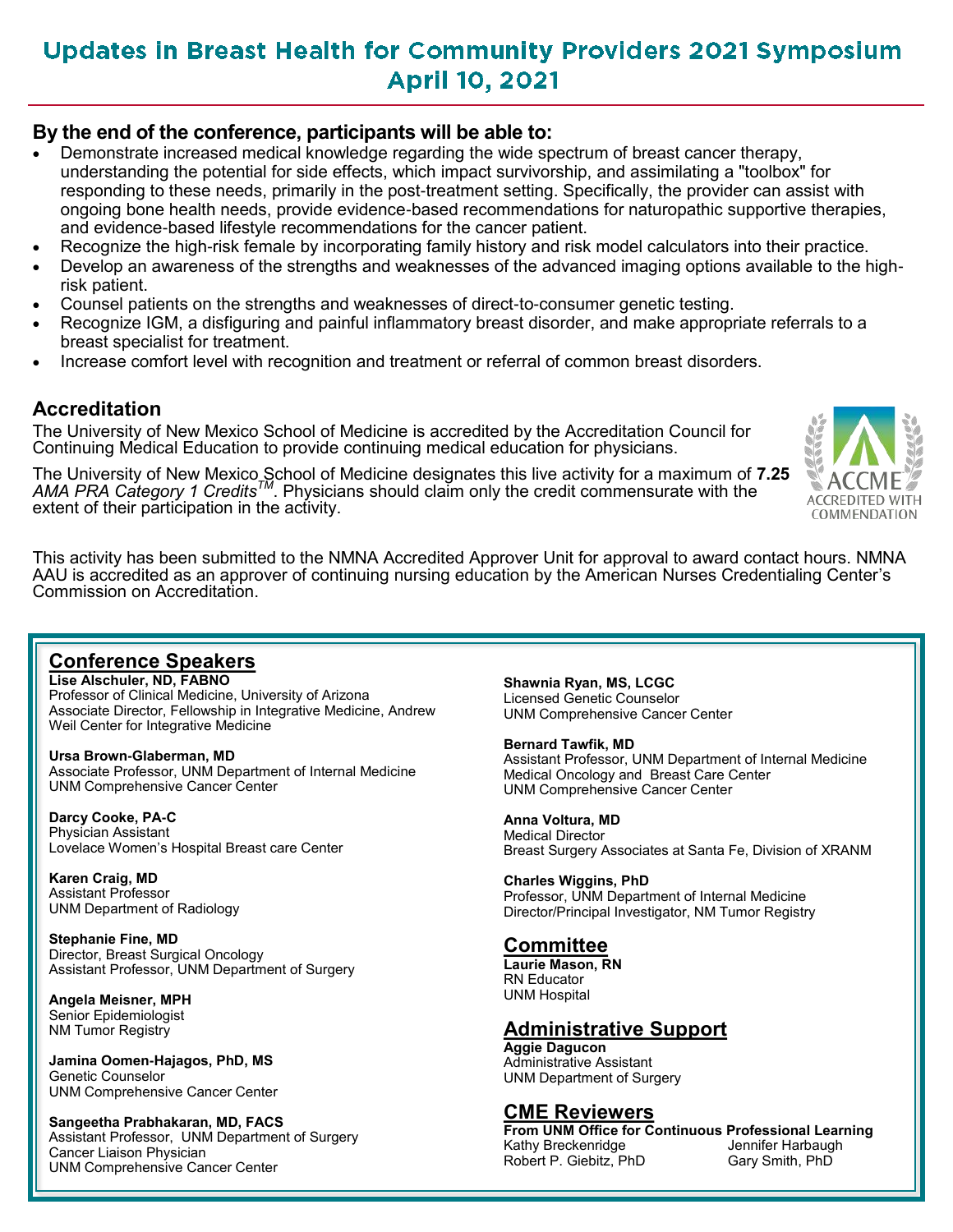# Updates in Breast Health for Community Providers 2021 Symposium
## April 10, 2021

### By the end of the conference, participants will be able to:

- Demonstrate increased medical knowledge regarding the wide spectrum of breast cancer therapy, understanding the potential for side effects, which impact survivorship, and assimilating a "toolbox" for responding to these needs, primarily in the post-treatment setting. Specifically, the provider can assist with ongoing bone health needs, provide evidence-based recommendations for naturopathic supportive therapies, and evidence-based lifestyle recommendations for the cancer patient.
- Recognize the high-risk female by incorporating family history and risk model calculators into their practice.
- Develop an awareness of the strengths and weaknesses of the advanced imaging options available to the high-risk patient.
- Counsel patients on the strengths and weaknesses of direct-to-consumer genetic testing.
- Recognize IGM, a disfiguring and painful inflammatory breast disorder, and make appropriate referrals to a breast specialist for treatment.
- Increase comfort level with recognition and treatment or referral of common breast disorders.

### Accreditation

The University of New Mexico School of Medicine is accredited by the Accreditation Council for Continuing Medical Education to provide continuing medical education for physicians.

The University of New Mexico School of Medicine designates this live activity for a maximum of **7.25** *AMA PRA Category 1 Credits™*. Physicians should claim only the credit commensurate with the extent of their participation in the activity.

ACCME ACCREDITED WITH COMMENDATION

This activity has been submitted to the NMNA Accredited Approver Unit for approval to award contact hours. NMNA AAU is accredited as an approver of continuing nursing education by the American Nurses Credentialing Center's Commission on Accreditation.

## Conference Speakers

**Lise Alschuler, ND, FABNO**
Professor of Clinical Medicine, University of Arizona
Associate Director, Fellowship in Integrative Medicine, Andrew Weil Center for Integrative Medicine

**Ursa Brown-Glaberman, MD**
Associate Professor, UNM Department of Internal Medicine
UNM Comprehensive Cancer Center

**Darcy Cooke, PA-C**
Physician Assistant
Lovelace Women's Hospital Breast care Center

**Karen Craig, MD**
Assistant Professor
UNM Department of Radiology

**Stephanie Fine, MD**
Director, Breast Surgical Oncology
Assistant Professor, UNM Department of Surgery

**Angela Meisner, MPH**
Senior Epidemiologist
NM Tumor Registry

**Jamina Oomen-Hajagos, PhD, MS**
Genetic Counselor
UNM Comprehensive Cancer Center

**Sangeetha Prabhakaran, MD, FACS**
Assistant Professor, UNM Department of Surgery
Cancer Liaison Physician
UNM Comprehensive Cancer Center

**Shawnia Ryan, MS, LCGC**
Licensed Genetic Counselor
UNM Comprehensive Cancer Center

**Bernard Tawfik, MD**
Assistant Professor, UNM Department of Internal Medicine
Medical Oncology and Breast Care Center
UNM Comprehensive Cancer Center

**Anna Voltura, MD**
Medical Director
Breast Surgery Associates at Santa Fe, Division of XRANM

**Charles Wiggins, PhD**
Professor, UNM Department of Internal Medicine
Director/Principal Investigator, NM Tumor Registry

## Committee

**Laurie Mason, RN**
RN Educator
UNM Hospital

## Administrative Support

**Aggie Dagucon**
Administrative Assistant
UNM Department of Surgery

## CME Reviewers

**From UNM Office for Continuous Professional Learning**
Kathy Breckenridge
Robert P. Giebitz, PhD
Jennifer Harbaugh
Gary Smith, PhD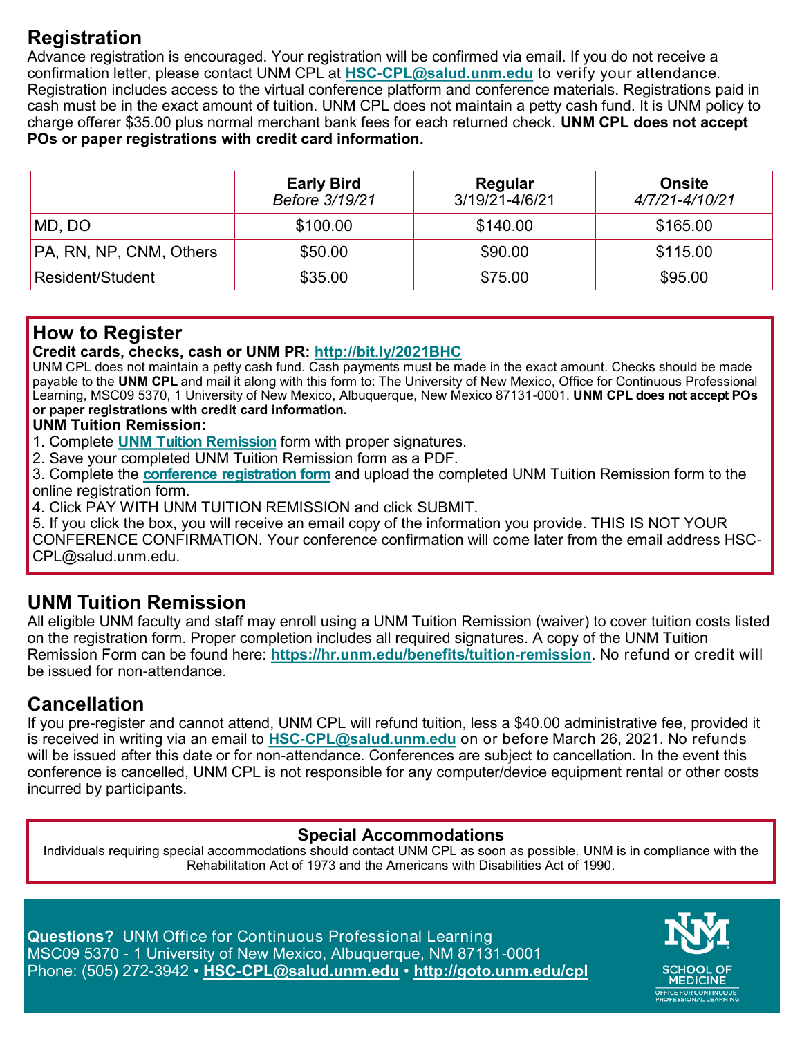## Registration

Advance registration is encouraged. Your registration will be confirmed via email. If you do not receive a confirmation letter, please contact UNM CPL at **HSC-CPL@salud.unm.edu** to verify your attendance. Registration includes access to the virtual conference platform and conference materials. Registrations paid in cash must be in the exact amount of tuition. UNM CPL does not maintain a petty cash fund. It is UNM policy to charge offerer $35.00 plus normal merchant bank fees for each returned check. **UNM CPL does not accept POs or paper registrations with credit card information.**

| | **Early Bird** *Before 3/19/21* | **Regular** 3/19/21-4/6/21 | **Onsite** *4/7/21-4/10/21* |
|---|---|---|---|
| MD, DO | $100.00 | $140.00 | $165.00 |
| PA, RN, NP, CNM, Others | $50.00 | $90.00 | $115.00 |
| Resident/Student | $35.00 | $75.00 | $95.00 |

## How to Register

**Credit cards, checks, cash or UNM PR: http://bit.ly/2021BHC**

UNM CPL does not maintain a petty cash fund. Cash payments must be made in the exact amount. Checks should be made payable to the **UNM CPL** and mail it along with this form to: The University of New Mexico, Office for Continuous Professional Learning, MSC09 5370, 1 University of New Mexico, Albuquerque, New Mexico 87131-0001. **UNM CPL does not accept POs or paper registrations with credit card information.**

**UNM Tuition Remission:**

1. Complete **UNM Tuition Remission** form with proper signatures.
2. Save your completed UNM Tuition Remission form as a PDF.
3. Complete the **conference registration form** and upload the completed UNM Tuition Remission form to the online registration form.
4. Click PAY WITH UNM TUITION REMISSION and click SUBMIT.
5. If you click the box, you will receive an email copy of the information you provide. THIS IS NOT YOUR CONFERENCE CONFIRMATION. Your conference confirmation will come later from the email address HSC-CPL@salud.unm.edu.

## UNM Tuition Remission

All eligible UNM faculty and staff may enroll using a UNM Tuition Remission (waiver) to cover tuition costs listed on the registration form. Proper completion includes all required signatures. A copy of the UNM Tuition Remission Form can be found here: **https://hr.unm.edu/benefits/tuition-remission**. No refund or credit will be issued for non-attendance.

## Cancellation

If you pre-register and cannot attend, UNM CPL will refund tuition, less a $40.00 administrative fee, provided it is received in writing via an email to **HSC-CPL@salud.unm.edu** on or before March 26, 2021. No refunds will be issued after this date or for non-attendance. Conferences are subject to cancellation. In the event this conference is cancelled, UNM CPL is not responsible for any computer/device equipment rental or other costs incurred by participants.

### Special Accommodations

Individuals requiring special accommodations should contact UNM CPL as soon as possible. UNM is in compliance with the Rehabilitation Act of 1973 and the Americans with Disabilities Act of 1990.

**Questions?** UNM Office for Continuous Professional Learning
MSC09 5370 - 1 University of New Mexico, Albuquerque, NM 87131-0001
Phone: (505) 272-3942 • **HSC-CPL@salud.unm.edu** • **http://goto.unm.edu/cpl**

SCHOOL OF MEDICINE
OFFICE FOR CONTINUOUS PROFESSIONAL LEARNING